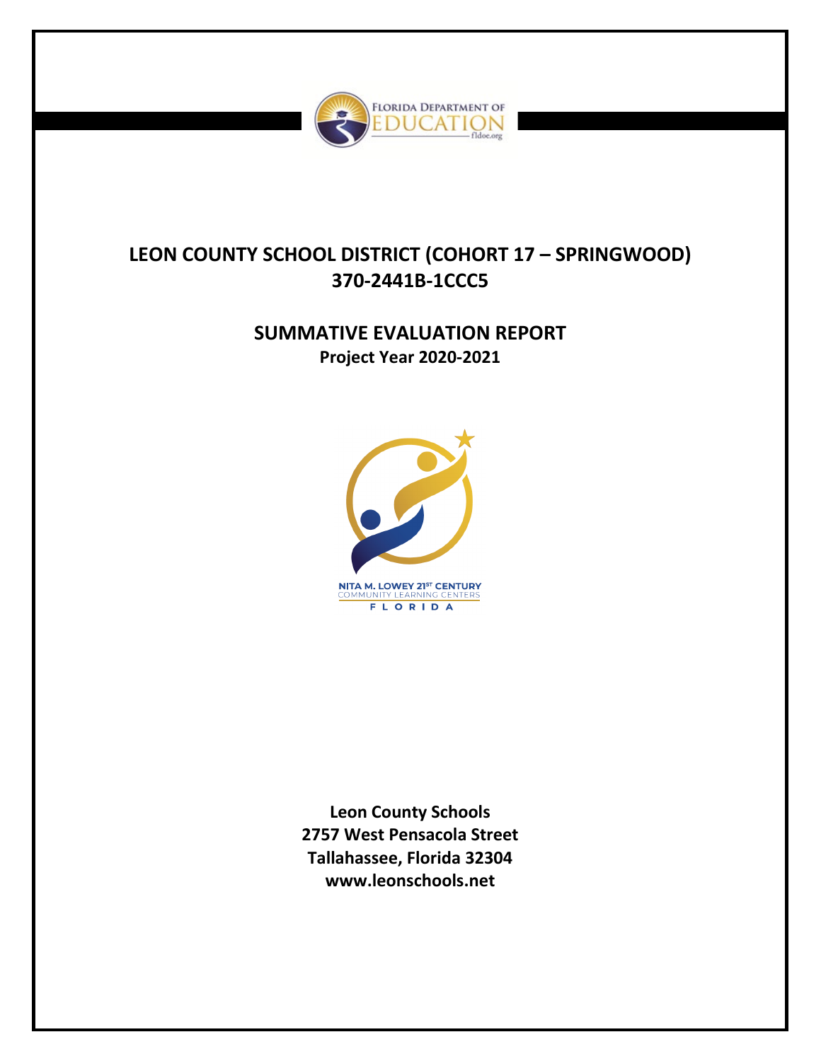# LEON COUNTY SCHOOL DISTRICT (COHORT 17 – SPRINGWOOD)
# 370-2441B-1CCC5

## SUMMATIVE EVALUATION REPORT
**Project Year 2020-2021**

**Leon County Schools**
**2757 West Pensacola Street**
**Tallahassee, Florida 32304**
**www.leonschools.net**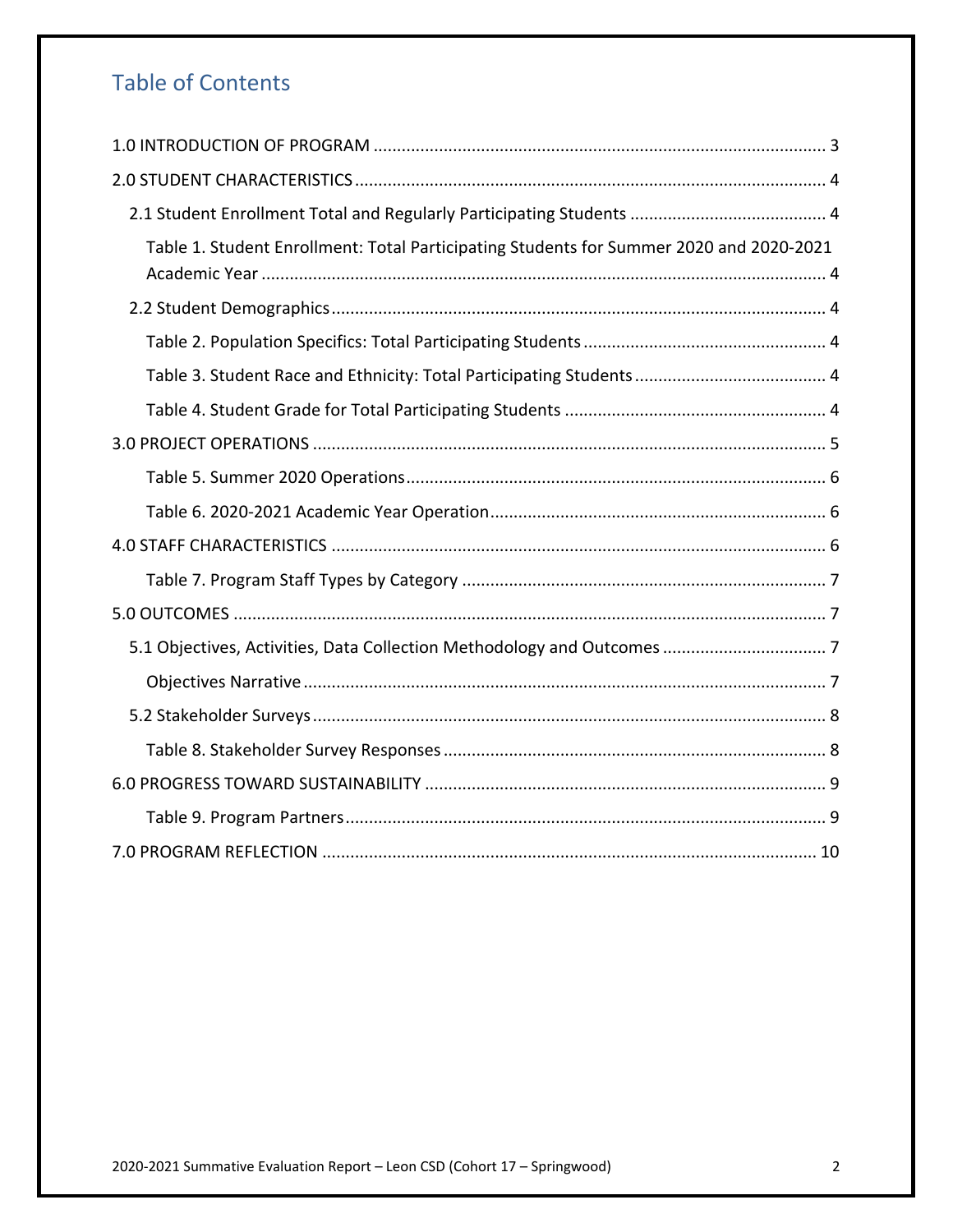# Table of Contents

1.0 INTRODUCTION OF PROGRAM ........................................................................................ 3

2.0 STUDENT CHARACTERISTICS ........................................................................................ 4

- 2.1 Student Enrollment Total and Regularly Participating Students ........................................ 4
  - Table 1. Student Enrollment: Total Participating Students for Summer 2020 and 2020-2021 Academic Year ........................................................................................ 4
- 2.2 Student Demographics ........................................................................................ 4
  - Table 2. Population Specifics: Total Participating Students ........................................ 4
  - Table 3. Student Race and Ethnicity: Total Participating Students ........................................ 4
  - Table 4. Student Grade for Total Participating Students ........................................ 4

3.0 PROJECT OPERATIONS ........................................................................................ 5

- Table 5. Summer 2020 Operations ........................................................................................ 6
- Table 6. 2020-2021 Academic Year Operation ........................................................................................ 6

4.0 STAFF CHARACTERISTICS ........................................................................................ 6

- Table 7. Program Staff Types by Category ........................................................................................ 7

5.0 OUTCOMES ........................................................................................ 7

- 5.1 Objectives, Activities, Data Collection Methodology and Outcomes ........................................ 7
  - Objectives Narrative ........................................................................................ 7
- 5.2 Stakeholder Surveys ........................................................................................ 8
  - Table 8. Stakeholder Survey Responses ........................................................................................ 8

6.0 PROGRESS TOWARD SUSTAINABILITY ........................................................................................ 9

- Table 9. Program Partners ........................................................................................ 9

7.0 PROGRAM REFLECTION ........................................................................................ 10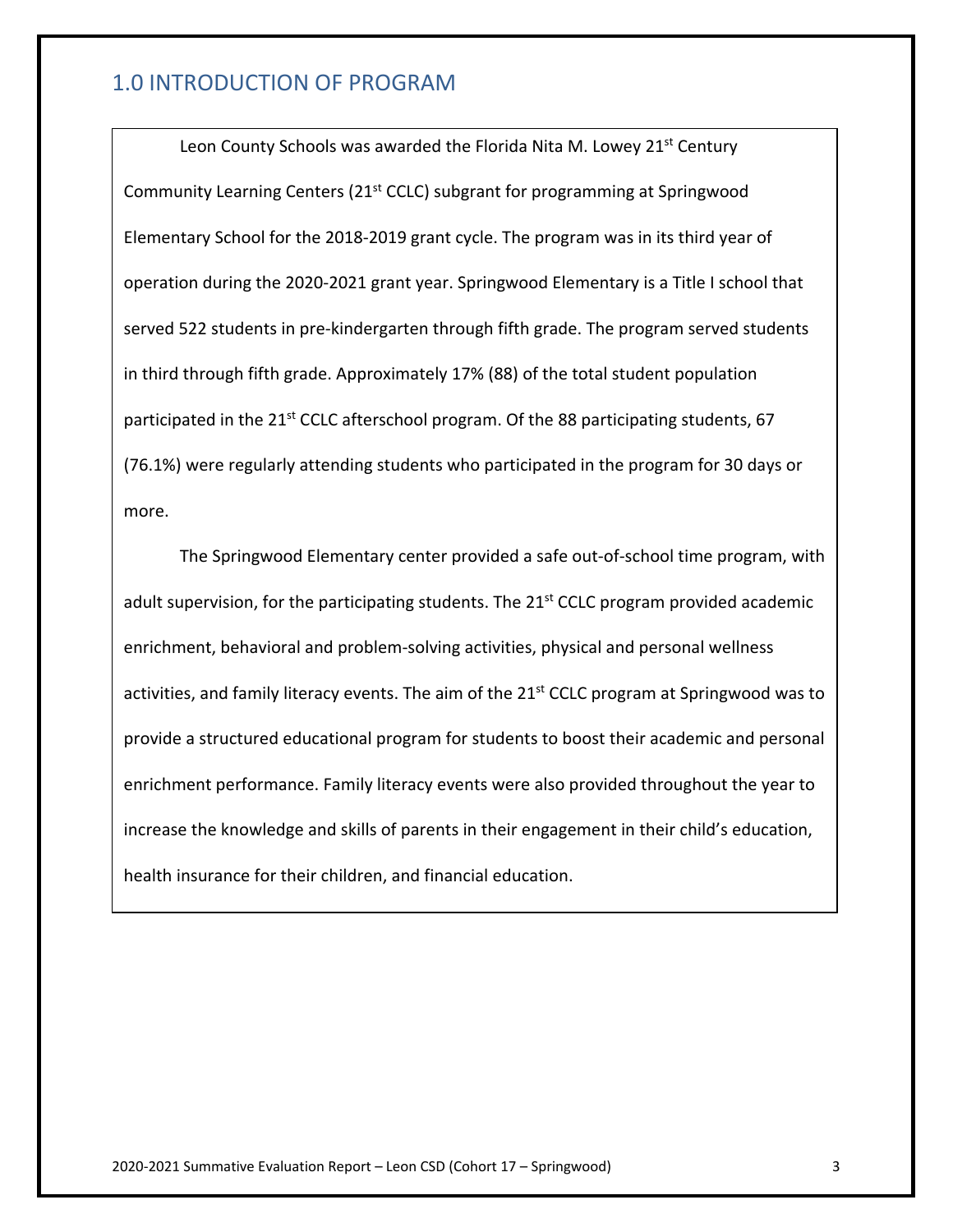## 1.0 INTRODUCTION OF PROGRAM

Leon County Schools was awarded the Florida Nita M. Lowey 21st Century Community Learning Centers (21st CCLC) subgrant for programming at Springwood Elementary School for the 2018-2019 grant cycle. The program was in its third year of operation during the 2020-2021 grant year. Springwood Elementary is a Title I school that served 522 students in pre-kindergarten through fifth grade. The program served students in third through fifth grade. Approximately 17% (88) of the total student population participated in the 21st CCLC afterschool program. Of the 88 participating students, 67 (76.1%) were regularly attending students who participated in the program for 30 days or more.

The Springwood Elementary center provided a safe out-of-school time program, with adult supervision, for the participating students. The 21st CCLC program provided academic enrichment, behavioral and problem-solving activities, physical and personal wellness activities, and family literacy events. The aim of the 21st CCLC program at Springwood was to provide a structured educational program for students to boost their academic and personal enrichment performance. Family literacy events were also provided throughout the year to increase the knowledge and skills of parents in their engagement in their child's education, health insurance for their children, and financial education.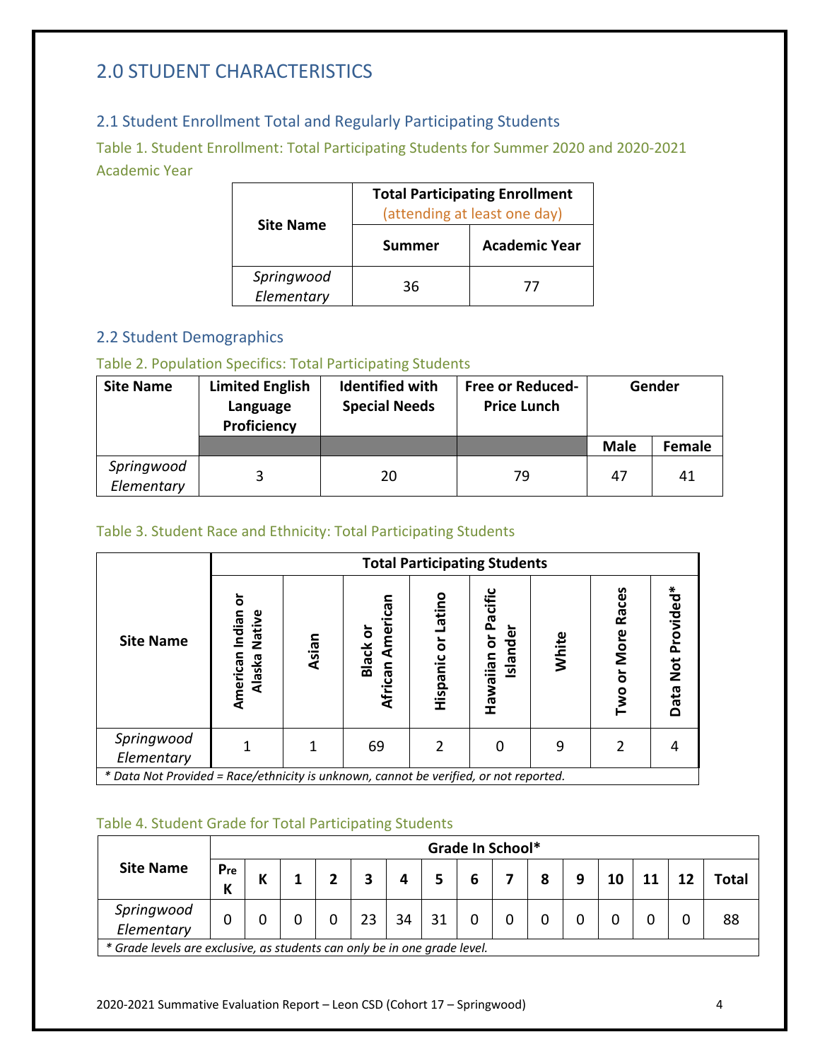# 2.0 STUDENT CHARACTERISTICS

## 2.1 Student Enrollment Total and Regularly Participating Students

Table 1. Student Enrollment: Total Participating Students for Summer 2020 and 2020-2021 Academic Year

| Site Name | Total Participating Enrollment (attending at least one day) | |
|---|---|---|
| | Summer | Academic Year |
| *Springwood Elementary* | 36 | 77 |

## 2.2 Student Demographics

Table 2. Population Specifics: Total Participating Students

| Site Name | Limited English Language Proficiency | Identified with Special Needs | Free or Reduced-Price Lunch | Gender | |
|---|---|---|---|---|---|
| | | | | Male | Female |
| *Springwood Elementary* | 3 | 20 | 79 | 47 | 41 |

Table 3. Student Race and Ethnicity: Total Participating Students

| Site Name | Total Participating Students | | | | | | | |
|---|---|---|---|---|---|---|---|---|
| | American Indian or Alaska Native | Asian | Black or African American | Hispanic or Latino | Hawaiian or Pacific Islander | White | Two or More Races | Data Not Provided* |
| *Springwood Elementary* | 1 | 1 | 69 | 2 | 0 | 9 | 2 | 4 |

*\* Data Not Provided = Race/ethnicity is unknown, cannot be verified, or not reported.*

Table 4. Student Grade for Total Participating Students

| Site Name | Grade In School* | | | | | | | | | | | | | | |
|---|---|---|---|---|---|---|---|---|---|---|---|---|---|---|---|
| | Pre K | K | 1 | 2 | 3 | 4 | 5 | 6 | 7 | 8 | 9 | 10 | 11 | 12 | Total |
| *Springwood Elementary* | 0 | 0 | 0 | 0 | 23 | 34 | 31 | 0 | 0 | 0 | 0 | 0 | 0 | 0 | 88 |

*\* Grade levels are exclusive, as students can only be in one grade level.*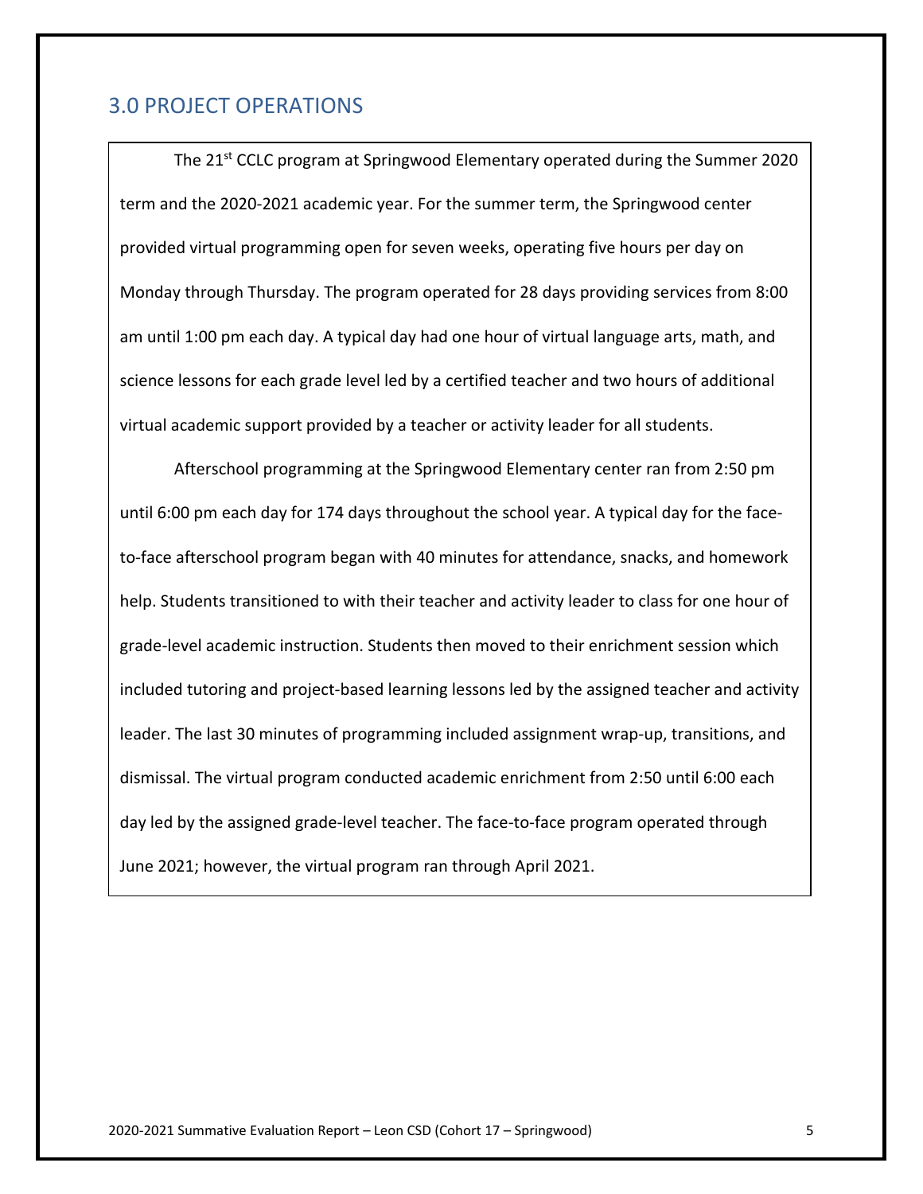## 3.0 PROJECT OPERATIONS

The 21st CCLC program at Springwood Elementary operated during the Summer 2020 term and the 2020-2021 academic year. For the summer term, the Springwood center provided virtual programming open for seven weeks, operating five hours per day on Monday through Thursday. The program operated for 28 days providing services from 8:00 am until 1:00 pm each day. A typical day had one hour of virtual language arts, math, and science lessons for each grade level led by a certified teacher and two hours of additional virtual academic support provided by a teacher or activity leader for all students.

Afterschool programming at the Springwood Elementary center ran from 2:50 pm until 6:00 pm each day for 174 days throughout the school year. A typical day for the face-to-face afterschool program began with 40 minutes for attendance, snacks, and homework help. Students transitioned to with their teacher and activity leader to class for one hour of grade-level academic instruction. Students then moved to their enrichment session which included tutoring and project-based learning lessons led by the assigned teacher and activity leader. The last 30 minutes of programming included assignment wrap-up, transitions, and dismissal. The virtual program conducted academic enrichment from 2:50 until 6:00 each day led by the assigned grade-level teacher. The face-to-face program operated through June 2021; however, the virtual program ran through April 2021.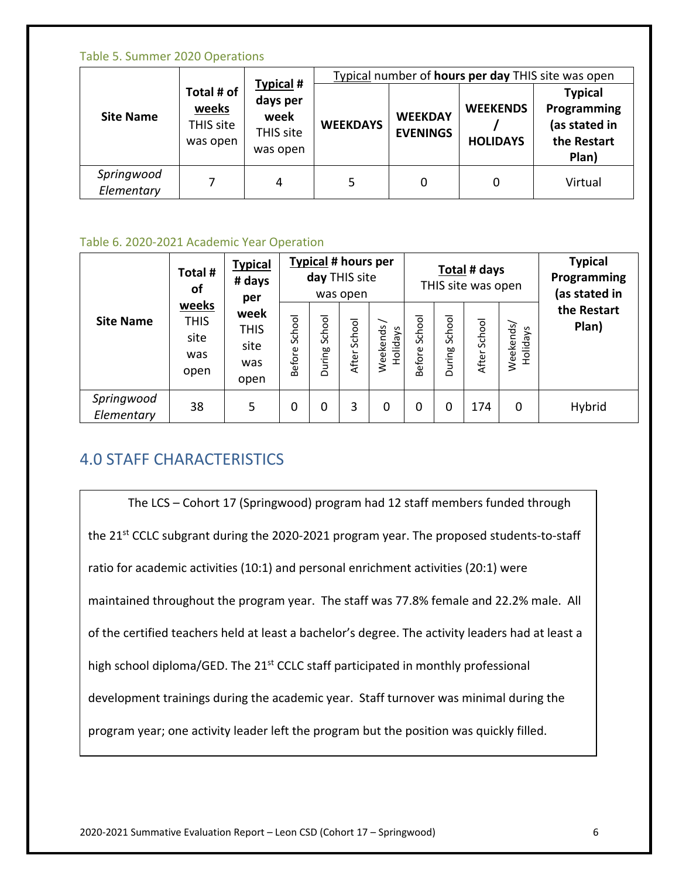Table 5. Summer 2020 Operations

| Site Name | Total # of weeks THIS site was open | Typical # days per week THIS site was open | Typical number of hours per day THIS site was open | | | |
|---|---|---|---|---|---|---|
| | | | WEEKDAYS | WEEKDAY EVENINGS | WEEKENDS / HOLIDAYS | Typical Programming (as stated in the Restart Plan) |
| *Springwood Elementary* | 7 | 4 | 5 | 0 | 0 | Virtual |

Table 6. 2020-2021 Academic Year Operation

| Site Name | Total # of weeks THIS site was open | Typical # days per week THIS site was open | Typical # hours per day THIS site was open | | | | Total # days THIS site was open | | | | Typical Programming (as stated in the Restart Plan) |
|---|---|---|---|---|---|---|---|---|---|---|---|
| | | | Before School | During School | After School | Weekends / Holidays | Before School | During School | After School | Weekends/ Holidays | |
| *Springwood Elementary* | 38 | 5 | 0 | 0 | 3 | 0 | 0 | 0 | 174 | 0 | Hybrid |

## 4.0 STAFF CHARACTERISTICS

The LCS – Cohort 17 (Springwood) program had 12 staff members funded through the 21st CCLC subgrant during the 2020-2021 program year. The proposed students-to-staff ratio for academic activities (10:1) and personal enrichment activities (20:1) were maintained throughout the program year. The staff was 77.8% female and 22.2% male. All of the certified teachers held at least a bachelor's degree. The activity leaders had at least a high school diploma/GED. The 21st CCLC staff participated in monthly professional development trainings during the academic year. Staff turnover was minimal during the program year; one activity leader left the program but the position was quickly filled.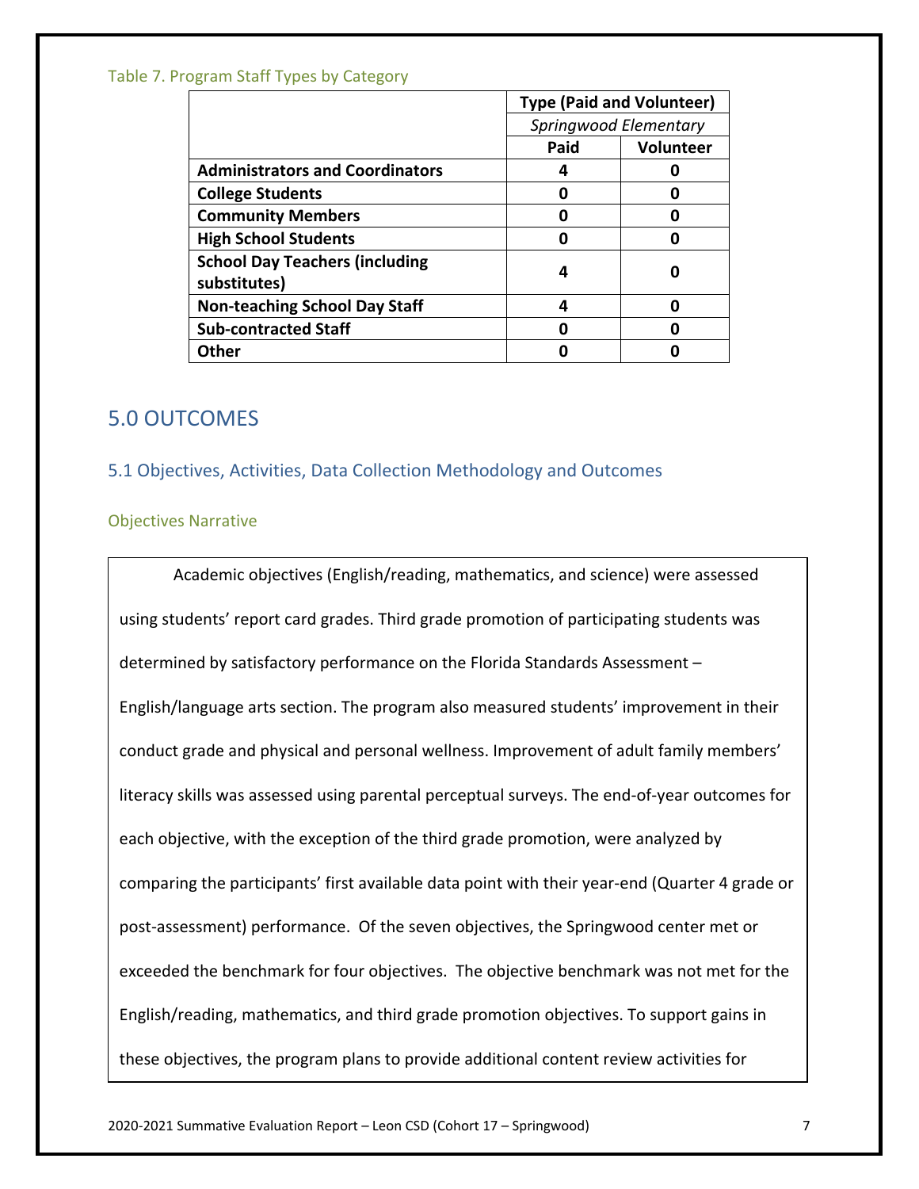Table 7. Program Staff Types by Category

| | Type (Paid and Volunteer) | |
|---|---|---|
| | *Springwood Elementary* | |
| | Paid | Volunteer |
| **Administrators and Coordinators** | **4** | **0** |
| **College Students** | **0** | **0** |
| **Community Members** | **0** | **0** |
| **High School Students** | **0** | **0** |
| **School Day Teachers (including substitutes)** | **4** | **0** |
| **Non-teaching School Day Staff** | **4** | **0** |
| **Sub-contracted Staff** | **0** | **0** |
| **Other** | **0** | **0** |

# 5.0 OUTCOMES

## 5.1 Objectives, Activities, Data Collection Methodology and Outcomes

### Objectives Narrative

Academic objectives (English/reading, mathematics, and science) were assessed using students' report card grades. Third grade promotion of participating students was determined by satisfactory performance on the Florida Standards Assessment – English/language arts section. The program also measured students' improvement in their conduct grade and physical and personal wellness. Improvement of adult family members' literacy skills was assessed using parental perceptual surveys. The end-of-year outcomes for each objective, with the exception of the third grade promotion, were analyzed by comparing the participants' first available data point with their year-end (Quarter 4 grade or post-assessment) performance. Of the seven objectives, the Springwood center met or exceeded the benchmark for four objectives. The objective benchmark was not met for the English/reading, mathematics, and third grade promotion objectives. To support gains in these objectives, the program plans to provide additional content review activities for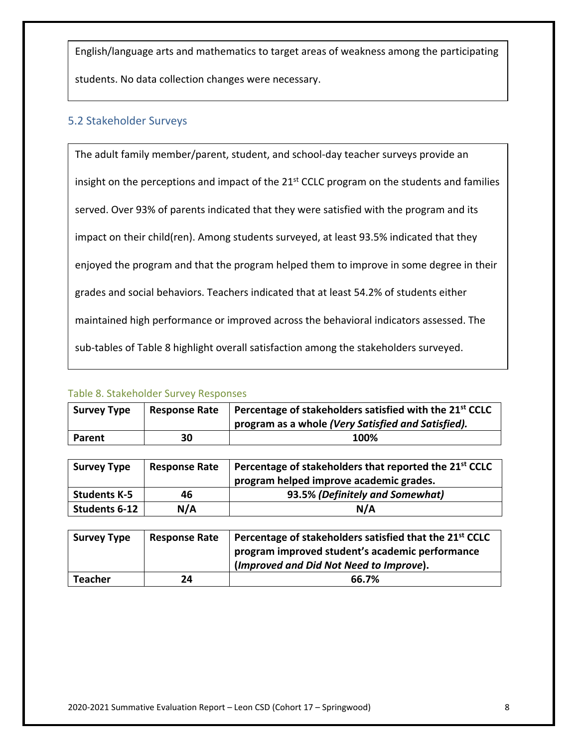English/language arts and mathematics to target areas of weakness among the participating students. No data collection changes were necessary.

## 5.2 Stakeholder Surveys

The adult family member/parent, student, and school-day teacher surveys provide an insight on the perceptions and impact of the 21st CCLC program on the students and families served. Over 93% of parents indicated that they were satisfied with the program and its impact on their child(ren). Among students surveyed, at least 93.5% indicated that they enjoyed the program and that the program helped them to improve in some degree in their grades and social behaviors. Teachers indicated that at least 54.2% of students either maintained high performance or improved across the behavioral indicators assessed. The sub-tables of Table 8 highlight overall satisfaction among the stakeholders surveyed.

Table 8. Stakeholder Survey Responses

| Survey Type | Response Rate | Percentage of stakeholders satisfied with the 21st CCLC program as a whole *(Very Satisfied and Satisfied).* |
|---|---|---|
| **Parent** | **30** | **100%** |

| Survey Type | Response Rate | Percentage of stakeholders that reported the 21st CCLC program helped improve academic grades. |
|---|---|---|
| **Students K-5** | **46** | **93.5% *(Definitely and Somewhat)*** |
| **Students 6-12** | **N/A** | **N/A** |

| Survey Type | Response Rate | Percentage of stakeholders satisfied that the 21st CCLC program improved student's academic performance (*Improved and Did Not Need to Improve*). |
|---|---|---|
| **Teacher** | **24** | **66.7%** |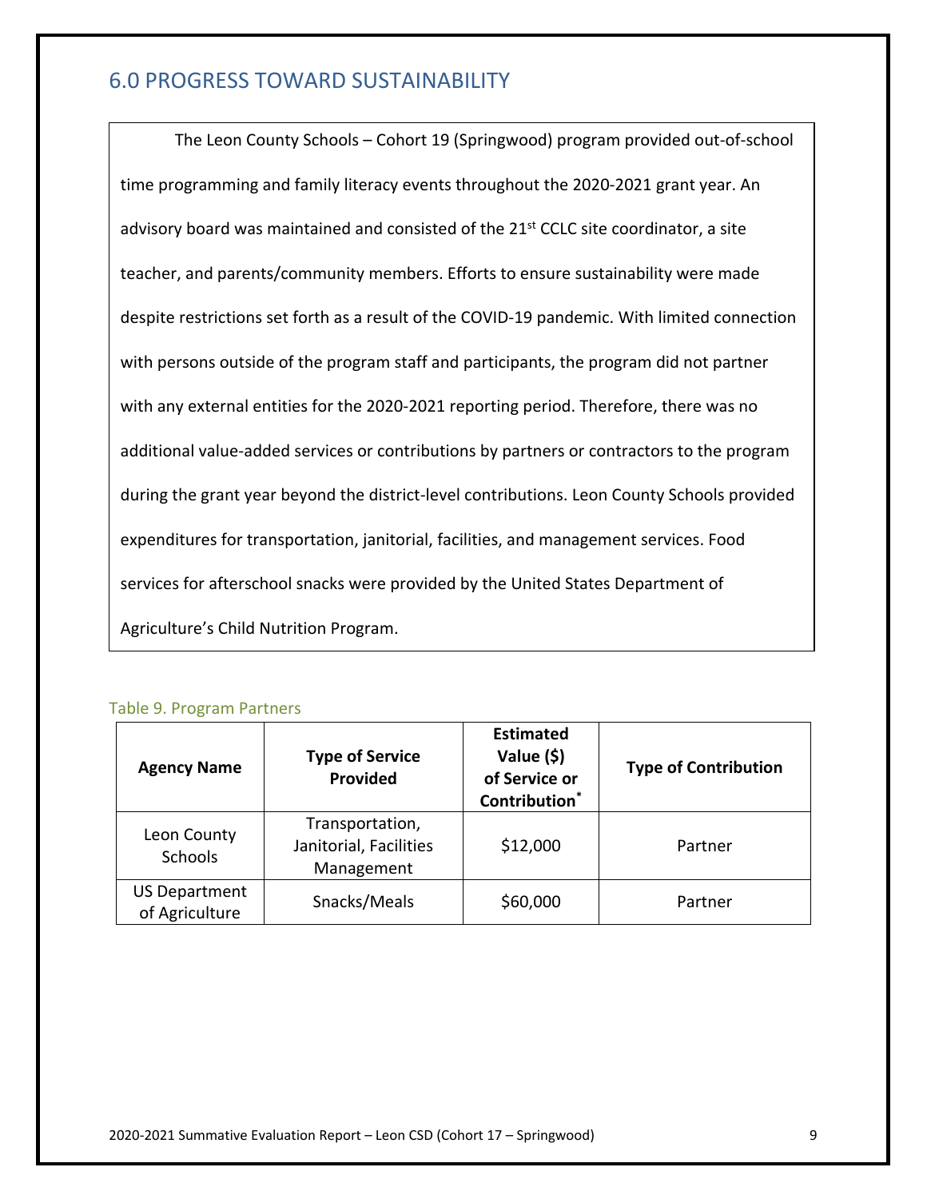## 6.0 PROGRESS TOWARD SUSTAINABILITY

The Leon County Schools – Cohort 19 (Springwood) program provided out-of-school time programming and family literacy events throughout the 2020-2021 grant year. An advisory board was maintained and consisted of the 21st CCLC site coordinator, a site teacher, and parents/community members. Efforts to ensure sustainability were made despite restrictions set forth as a result of the COVID-19 pandemic. With limited connection with persons outside of the program staff and participants, the program did not partner with any external entities for the 2020-2021 reporting period. Therefore, there was no additional value-added services or contributions by partners or contractors to the program during the grant year beyond the district-level contributions. Leon County Schools provided expenditures for transportation, janitorial, facilities, and management services. Food services for afterschool snacks were provided by the United States Department of Agriculture's Child Nutrition Program.

Table 9. Program Partners

| Agency Name | Type of Service Provided | Estimated Value ($) of Service or Contribution* | Type of Contribution |
|---|---|---|---|
| Leon County Schools | Transportation, Janitorial, Facilities Management | $12,000 | Partner |
| US Department of Agriculture | Snacks/Meals | $60,000 | Partner |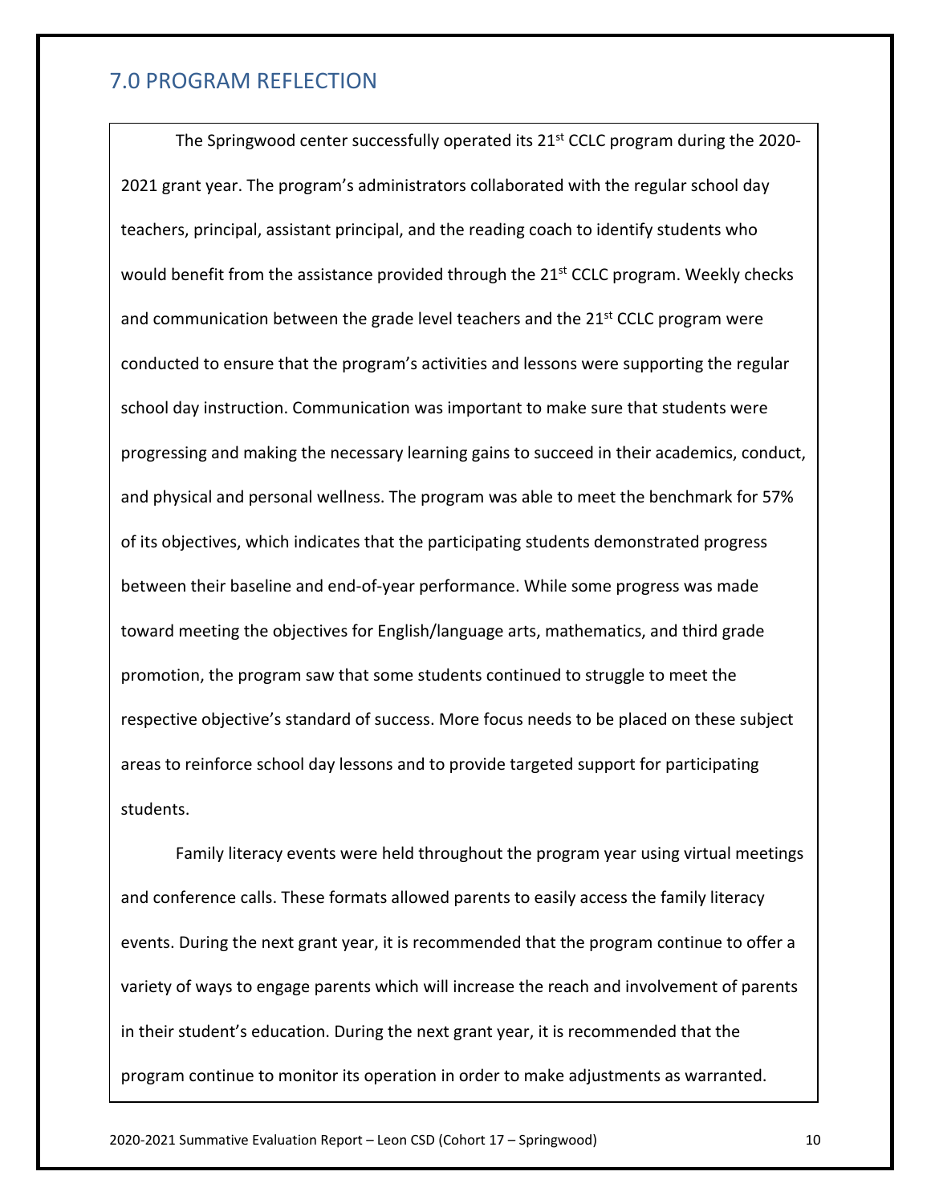## 7.0 PROGRAM REFLECTION

The Springwood center successfully operated its 21st CCLC program during the 2020-2021 grant year. The program's administrators collaborated with the regular school day teachers, principal, assistant principal, and the reading coach to identify students who would benefit from the assistance provided through the 21st CCLC program. Weekly checks and communication between the grade level teachers and the 21st CCLC program were conducted to ensure that the program's activities and lessons were supporting the regular school day instruction. Communication was important to make sure that students were progressing and making the necessary learning gains to succeed in their academics, conduct, and physical and personal wellness. The program was able to meet the benchmark for 57% of its objectives, which indicates that the participating students demonstrated progress between their baseline and end-of-year performance. While some progress was made toward meeting the objectives for English/language arts, mathematics, and third grade promotion, the program saw that some students continued to struggle to meet the respective objective's standard of success. More focus needs to be placed on these subject areas to reinforce school day lessons and to provide targeted support for participating students.

Family literacy events were held throughout the program year using virtual meetings and conference calls. These formats allowed parents to easily access the family literacy events. During the next grant year, it is recommended that the program continue to offer a variety of ways to engage parents which will increase the reach and involvement of parents in their student's education. During the next grant year, it is recommended that the program continue to monitor its operation in order to make adjustments as warranted.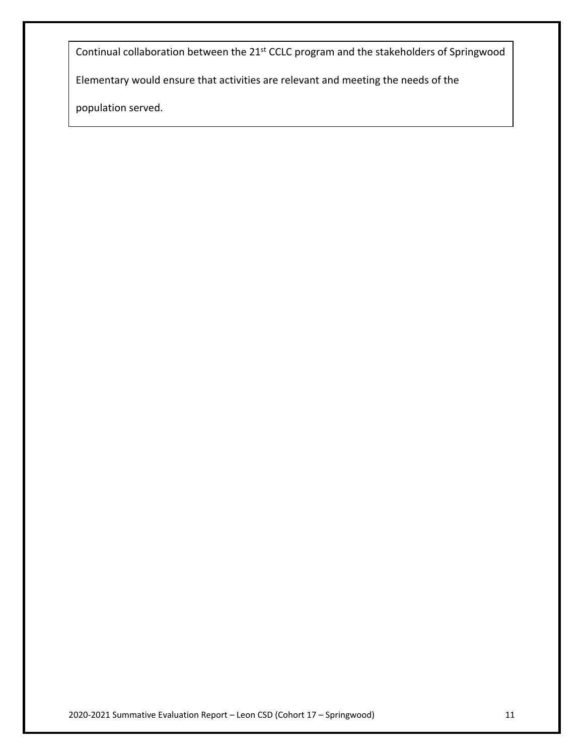Continual collaboration between the 21st CCLC program and the stakeholders of Springwood Elementary would ensure that activities are relevant and meeting the needs of the population served.